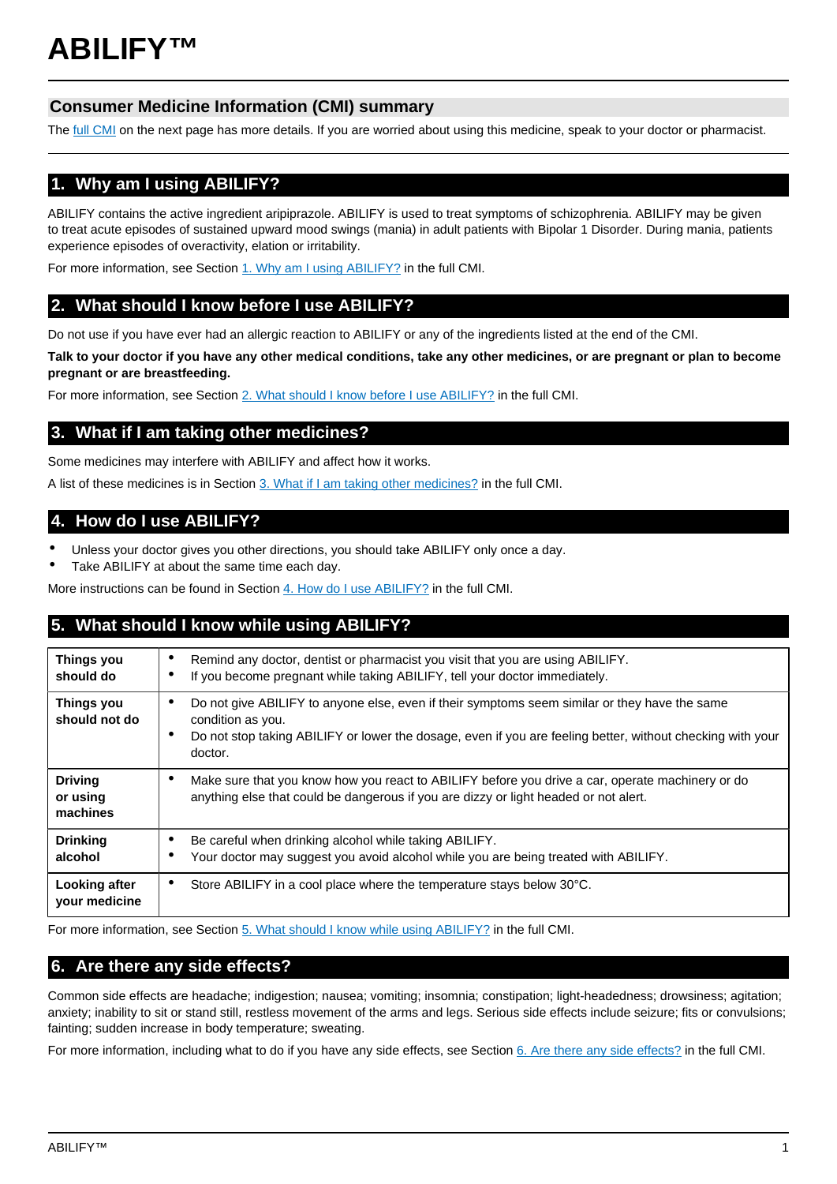# ABILIFY™

## Consumer Medicine Information (CMI) summary

The full CMI on the next page has more details. If you are worried about using this medicine, speak to your doctor or pharmacist.

## 1. Why am I using ABILIFY?

ABILIFY contains the active ingredient aripiprazole. ABILIFY is used to treat symptoms of schizophrenia. ABILIFY may be given to treat acute episodes of sustained upward mood swings (mania) in adult patients with Bipolar 1 Disorder. During mania, patients experience episodes of overactivity, elation or irritability.

For more information, see Section 1. Why am I using ABILIFY? in the full CMI.

## 2. What should I know before I use ABILIFY?

Do not use if you have ever had an allergic reaction to ABILIFY or any of the ingredients listed at the end of the CMI.

**Talk to your doctor if you have any other medical conditions, take any other medicines, or are pregnant or plan to become pregnant or are breastfeeding.**

For more information, see Section 2. What should I know before I use ABILIFY? in the full CMI.

## 3. What if I am taking other medicines?

Some medicines may interfere with ABILIFY and affect how it works.

A list of these medicines is in Section 3. What if I am taking other medicines? in the full CMI.

## 4. How do I use ABILIFY?

- Unless your doctor gives you other directions, you should take ABILIFY only once a day.
- Take ABILIFY at about the same time each day.

More instructions can be found in Section 4. How do I use ABILIFY? in the full CMI.

## 5. What should I know while using ABILIFY?

| | |
|---|---|
| **Things you should do** | • Remind any doctor, dentist or pharmacist you visit that you are using ABILIFY.<br>• If you become pregnant while taking ABILIFY, tell your doctor immediately. |
| **Things you should not do** | • Do not give ABILIFY to anyone else, even if their symptoms seem similar or they have the same condition as you.<br>• Do not stop taking ABILIFY or lower the dosage, even if you are feeling better, without checking with your doctor. |
| **Driving or using machines** | • Make sure that you know how you react to ABILIFY before you drive a car, operate machinery or do anything else that could be dangerous if you are dizzy or light headed or not alert. |
| **Drinking alcohol** | • Be careful when drinking alcohol while taking ABILIFY.<br>• Your doctor may suggest you avoid alcohol while you are being treated with ABILIFY. |
| **Looking after your medicine** | • Store ABILIFY in a cool place where the temperature stays below 30°C. |

For more information, see Section 5. What should I know while using ABILIFY? in the full CMI.

## 6. Are there any side effects?

Common side effects are headache; indigestion; nausea; vomiting; insomnia; constipation; light-headedness; drowsiness; agitation; anxiety; inability to sit or stand still, restless movement of the arms and legs. Serious side effects include seizure; fits or convulsions; fainting; sudden increase in body temperature; sweating.

For more information, including what to do if you have any side effects, see Section 6. Are there any side effects? in the full CMI.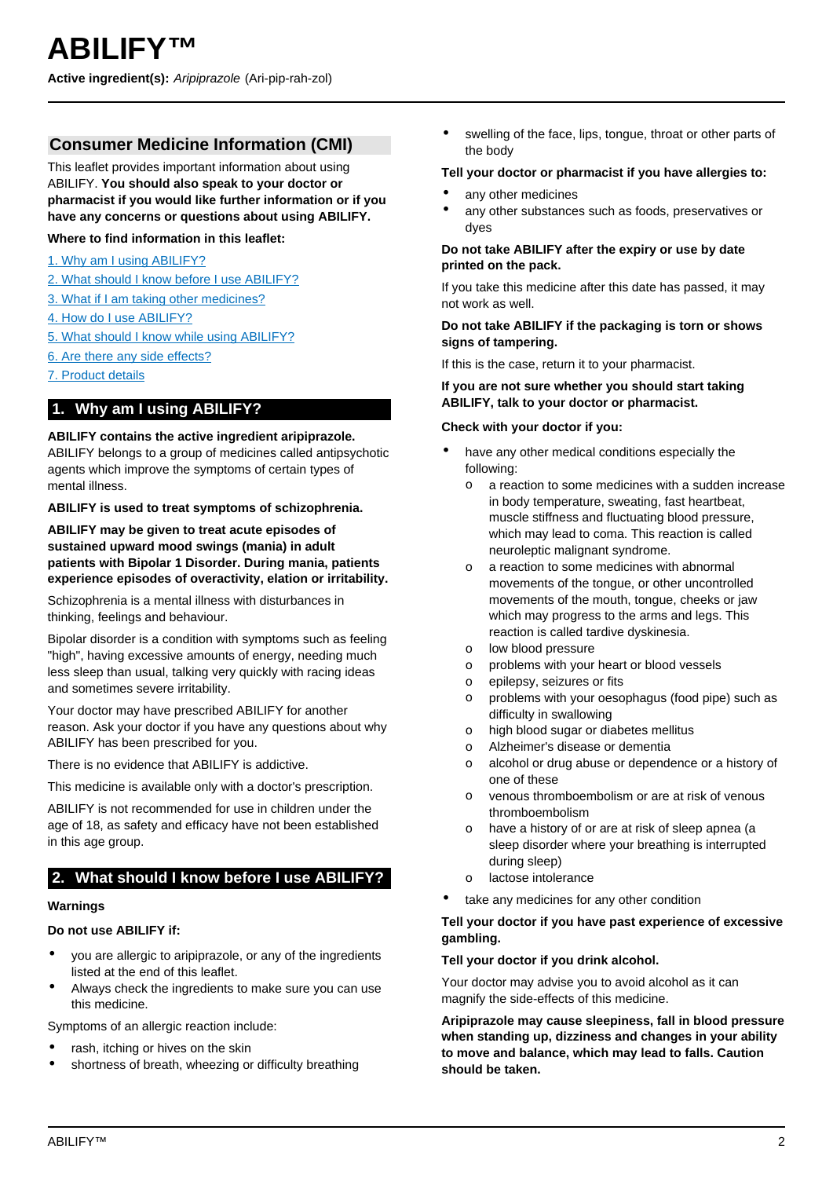# ABILIFY™

**Active ingredient(s):** *Aripiprazole* (Ari-pip-rah-zol)

## Consumer Medicine Information (CMI)

This leaflet provides important information about using ABILIFY. **You should also speak to your doctor or pharmacist if you would like further information or if you have any concerns or questions about using ABILIFY.**

**Where to find information in this leaflet:**

1. Why am I using ABILIFY?
2. What should I know before I use ABILIFY?
3. What if I am taking other medicines?
4. How do I use ABILIFY?
5. What should I know while using ABILIFY?
6. Are there any side effects?
7. Product details

## 1. Why am I using ABILIFY?

**ABILIFY contains the active ingredient aripiprazole.** ABILIFY belongs to a group of medicines called antipsychotic agents which improve the symptoms of certain types of mental illness.

**ABILIFY is used to treat symptoms of schizophrenia.**

**ABILIFY may be given to treat acute episodes of sustained upward mood swings (mania) in adult patients with Bipolar 1 Disorder. During mania, patients experience episodes of overactivity, elation or irritability.**

Schizophrenia is a mental illness with disturbances in thinking, feelings and behaviour.

Bipolar disorder is a condition with symptoms such as feeling "high", having excessive amounts of energy, needing much less sleep than usual, talking very quickly with racing ideas and sometimes severe irritability.

Your doctor may have prescribed ABILIFY for another reason. Ask your doctor if you have any questions about why ABILIFY has been prescribed for you.

There is no evidence that ABILIFY is addictive.

This medicine is available only with a doctor's prescription.

ABILIFY is not recommended for use in children under the age of 18, as safety and efficacy have not been established in this age group.

## 2. What should I know before I use ABILIFY?

**Warnings**

**Do not use ABILIFY if:**

- you are allergic to aripiprazole, or any of the ingredients listed at the end of this leaflet.
- Always check the ingredients to make sure you can use this medicine.

Symptoms of an allergic reaction include:

- rash, itching or hives on the skin
- shortness of breath, wheezing or difficulty breathing
- swelling of the face, lips, tongue, throat or other parts of the body

**Tell your doctor or pharmacist if you have allergies to:**

- any other medicines
- any other substances such as foods, preservatives or dyes

**Do not take ABILIFY after the expiry or use by date printed on the pack.**

If you take this medicine after this date has passed, it may not work as well.

**Do not take ABILIFY if the packaging is torn or shows signs of tampering.**

If this is the case, return it to your pharmacist.

**If you are not sure whether you should start taking ABILIFY, talk to your doctor or pharmacist.**

**Check with your doctor if you:**

- have any other medical conditions especially the following:
  - a reaction to some medicines with a sudden increase in body temperature, sweating, fast heartbeat, muscle stiffness and fluctuating blood pressure, which may lead to coma. This reaction is called neuroleptic malignant syndrome.
  - a reaction to some medicines with abnormal movements of the tongue, or other uncontrolled movements of the mouth, tongue, cheeks or jaw which may progress to the arms and legs. This reaction is called tardive dyskinesia.
  - low blood pressure
  - problems with your heart or blood vessels
  - epilepsy, seizures or fits
  - problems with your oesophagus (food pipe) such as difficulty in swallowing
  - high blood sugar or diabetes mellitus
  - Alzheimer's disease or dementia
  - alcohol or drug abuse or dependence or a history of one of these
  - venous thromboembolism or are at risk of venous thromboembolism
  - have a history of or are at risk of sleep apnea (a sleep disorder where your breathing is interrupted during sleep)
  - lactose intolerance
- take any medicines for any other condition

**Tell your doctor if you have past experience of excessive gambling.**

**Tell your doctor if you drink alcohol.**

Your doctor may advise you to avoid alcohol as it can magnify the side-effects of this medicine.

**Aripiprazole may cause sleepiness, fall in blood pressure when standing up, dizziness and changes in your ability to move and balance, which may lead to falls. Caution should be taken.**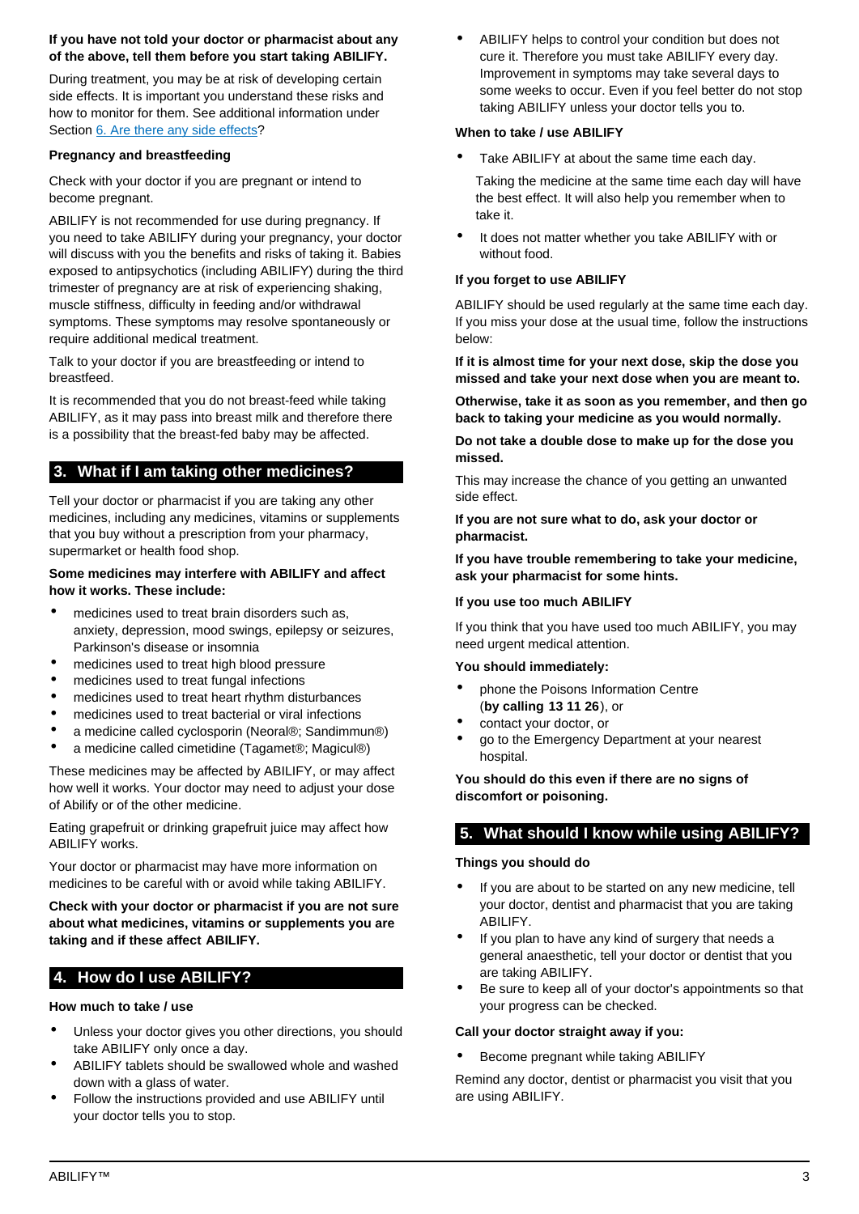**If you have not told your doctor or pharmacist about any of the above, tell them before you start taking ABILIFY.**

During treatment, you may be at risk of developing certain side effects. It is important you understand these risks and how to monitor for them. See additional information under Section 6. Are there any side effects?

### Pregnancy and breastfeeding

Check with your doctor if you are pregnant or intend to become pregnant.

ABILIFY is not recommended for use during pregnancy. If you need to take ABILIFY during your pregnancy, your doctor will discuss with you the benefits and risks of taking it. Babies exposed to antipsychotics (including ABILIFY) during the third trimester of pregnancy are at risk of experiencing shaking, muscle stiffness, difficulty in feeding and/or withdrawal symptoms. These symptoms may resolve spontaneously or require additional medical treatment.

Talk to your doctor if you are breastfeeding or intend to breastfeed.

It is recommended that you do not breast-feed while taking ABILIFY, as it may pass into breast milk and therefore there is a possibility that the breast-fed baby may be affected.

## 3. What if I am taking other medicines?

Tell your doctor or pharmacist if you are taking any other medicines, including any medicines, vitamins or supplements that you buy without a prescription from your pharmacy, supermarket or health food shop.

**Some medicines may interfere with ABILIFY and affect how it works. These include:**

- medicines used to treat brain disorders such as, anxiety, depression, mood swings, epilepsy or seizures, Parkinson's disease or insomnia
- medicines used to treat high blood pressure
- medicines used to treat fungal infections
- medicines used to treat heart rhythm disturbances
- medicines used to treat bacterial or viral infections
- a medicine called cyclosporin (Neoral®; Sandimmun®)
- a medicine called cimetidine (Tagamet®; Magicul®)

These medicines may be affected by ABILIFY, or may affect how well it works. Your doctor may need to adjust your dose of Abilify or of the other medicine.

Eating grapefruit or drinking grapefruit juice may affect how ABILIFY works.

Your doctor or pharmacist may have more information on medicines to be careful with or avoid while taking ABILIFY.

**Check with your doctor or pharmacist if you are not sure about what medicines, vitamins or supplements you are taking and if these affect ABILIFY.**

## 4. How do I use ABILIFY?

### How much to take / use

- Unless your doctor gives you other directions, you should take ABILIFY only once a day.
- ABILIFY tablets should be swallowed whole and washed down with a glass of water.
- Follow the instructions provided and use ABILIFY until your doctor tells you to stop.
- ABILIFY helps to control your condition but does not cure it. Therefore you must take ABILIFY every day. Improvement in symptoms may take several days to some weeks to occur. Even if you feel better do not stop taking ABILIFY unless your doctor tells you to.

### When to take / use ABILIFY

- Take ABILIFY at about the same time each day.

  Taking the medicine at the same time each day will have the best effect. It will also help you remember when to take it.

- It does not matter whether you take ABILIFY with or without food.

### If you forget to use ABILIFY

ABILIFY should be used regularly at the same time each day. If you miss your dose at the usual time, follow the instructions below:

**If it is almost time for your next dose, skip the dose you missed and take your next dose when you are meant to.**

**Otherwise, take it as soon as you remember, and then go back to taking your medicine as you would normally.**

**Do not take a double dose to make up for the dose you missed.**

This may increase the chance of you getting an unwanted side effect.

**If you are not sure what to do, ask your doctor or pharmacist.**

**If you have trouble remembering to take your medicine, ask your pharmacist for some hints.**

### If you use too much ABILIFY

If you think that you have used too much ABILIFY, you may need urgent medical attention.

**You should immediately:**

- phone the Poisons Information Centre (**by calling 13 11 26**), or
- contact your doctor, or
- go to the Emergency Department at your nearest hospital.

**You should do this even if there are no signs of discomfort or poisoning.**

## 5. What should I know while using ABILIFY?

### Things you should do

- If you are about to be started on any new medicine, tell your doctor, dentist and pharmacist that you are taking ABILIFY.
- If you plan to have any kind of surgery that needs a general anaesthetic, tell your doctor or dentist that you are taking ABILIFY.
- Be sure to keep all of your doctor's appointments so that your progress can be checked.

### Call your doctor straight away if you:

- Become pregnant while taking ABILIFY

Remind any doctor, dentist or pharmacist you visit that you are using ABILIFY.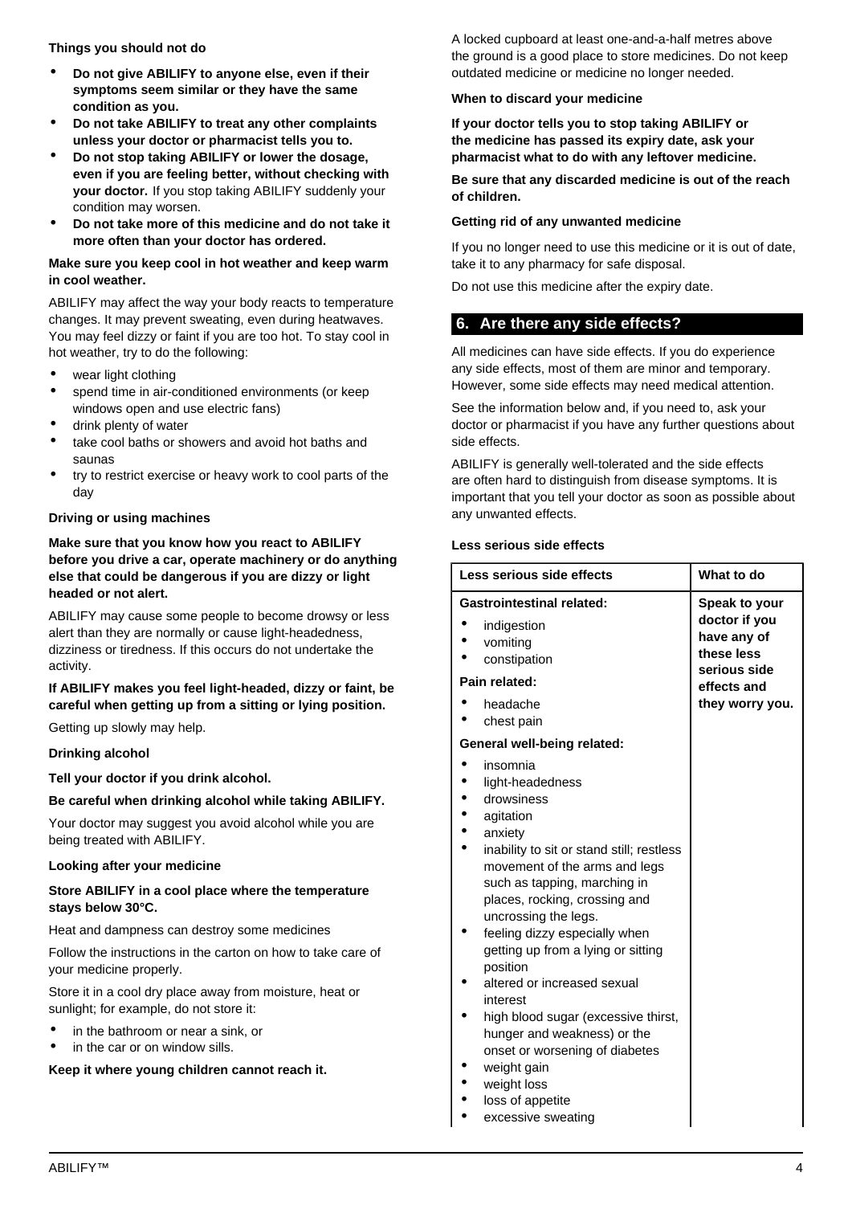**Things you should not do**

- **Do not give ABILIFY to anyone else, even if their symptoms seem similar or they have the same condition as you.**
- **Do not take ABILIFY to treat any other complaints unless your doctor or pharmacist tells you to.**
- **Do not stop taking ABILIFY or lower the dosage, even if you are feeling better, without checking with your doctor.** If you stop taking ABILIFY suddenly your condition may worsen.
- **Do not take more of this medicine and do not take it more often than your doctor has ordered.**

**Make sure you keep cool in hot weather and keep warm in cool weather.**

ABILIFY may affect the way your body reacts to temperature changes. It may prevent sweating, even during heatwaves. You may feel dizzy or faint if you are too hot. To stay cool in hot weather, try to do the following:

- wear light clothing
- spend time in air-conditioned environments (or keep windows open and use electric fans)
- drink plenty of water
- take cool baths or showers and avoid hot baths and saunas
- try to restrict exercise or heavy work to cool parts of the day

**Driving or using machines**

**Make sure that you know how you react to ABILIFY before you drive a car, operate machinery or do anything else that could be dangerous if you are dizzy or light headed or not alert.**

ABILIFY may cause some people to become drowsy or less alert than they are normally or cause light-headedness, dizziness or tiredness. If this occurs do not undertake the activity.

**If ABILIFY makes you feel light-headed, dizzy or faint, be careful when getting up from a sitting or lying position.**

Getting up slowly may help.

**Drinking alcohol**

**Tell your doctor if you drink alcohol.**

**Be careful when drinking alcohol while taking ABILIFY.**

Your doctor may suggest you avoid alcohol while you are being treated with ABILIFY.

**Looking after your medicine**

**Store ABILIFY in a cool place where the temperature stays below 30°C.**

Heat and dampness can destroy some medicines

Follow the instructions in the carton on how to take care of your medicine properly.

Store it in a cool dry place away from moisture, heat or sunlight; for example, do not store it:

- in the bathroom or near a sink, or
- in the car or on window sills.

**Keep it where young children cannot reach it.**

A locked cupboard at least one-and-a-half metres above the ground is a good place to store medicines. Do not keep outdated medicine or medicine no longer needed.

**When to discard your medicine**

**If your doctor tells you to stop taking ABILIFY or the medicine has passed its expiry date, ask your pharmacist what to do with any leftover medicine.**

**Be sure that any discarded medicine is out of the reach of children.**

**Getting rid of any unwanted medicine**

If you no longer need to use this medicine or it is out of date, take it to any pharmacy for safe disposal.

Do not use this medicine after the expiry date.

## 6. Are there any side effects?

All medicines can have side effects. If you do experience any side effects, most of them are minor and temporary. However, some side effects may need medical attention.

See the information below and, if you need to, ask your doctor or pharmacist if you have any further questions about side effects.

ABILIFY is generally well-tolerated and the side effects are often hard to distinguish from disease symptoms. It is important that you tell your doctor as soon as possible about any unwanted effects.

**Less serious side effects**

| Less serious side effects | What to do |
|---|---|
| **Gastrointestinal related:**<br>• indigestion<br>• vomiting<br>• constipation<br>**Pain related:**<br>• headache<br>• chest pain<br>**General well-being related:**<br>• insomnia<br>• light-headedness<br>• drowsiness<br>• agitation<br>• anxiety<br>• inability to sit or stand still; restless movement of the arms and legs such as tapping, marching in places, rocking, crossing and uncrossing the legs.<br>• feeling dizzy especially when getting up from a lying or sitting position<br>• altered or increased sexual interest<br>• high blood sugar (excessive thirst, hunger and weakness) or the onset or worsening of diabetes<br>• weight gain<br>• weight loss<br>• loss of appetite<br>• excessive sweating | **Speak to your doctor if you have any of these less serious side effects and they worry you.** |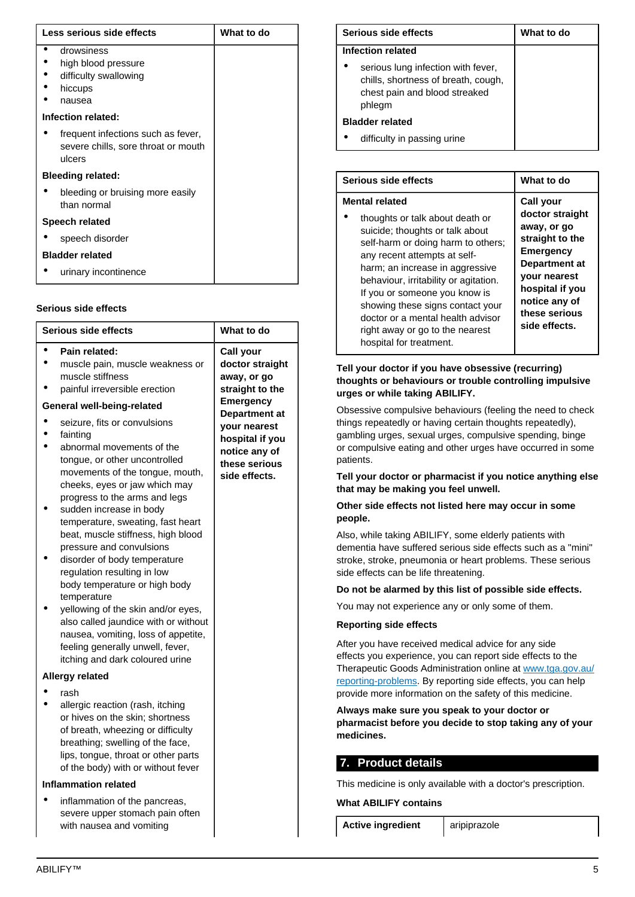| Less serious side effects | What to do |
| --- | --- |
| • drowsiness<br>• high blood pressure<br>• difficulty swallowing<br>• hiccups<br>• nausea<br>**Infection related:**<br>• frequent infections such as fever, severe chills, sore throat or mouth ulcers<br>**Bleeding related:**<br>• bleeding or bruising more easily than normal<br>**Speech related**<br>• speech disorder<br>**Bladder related**<br>• urinary incontinence | |

### Serious side effects

| Serious side effects | What to do |
| --- | --- |
| • **Pain related:**<br>• muscle pain, muscle weakness or muscle stiffness<br>• painful irreversible erection<br>**General well-being-related**<br>• seizure, fits or convulsions<br>• fainting<br>• abnormal movements of the tongue, or other uncontrolled movements of the tongue, mouth, cheeks, eyes or jaw which may progress to the arms and legs<br>• sudden increase in body temperature, sweating, fast heart beat, muscle stiffness, high blood pressure and convulsions<br>• disorder of body temperature regulation resulting in low body temperature or high body temperature<br>• yellowing of the skin and/or eyes, also called jaundice with or without nausea, vomiting, loss of appetite, feeling generally unwell, fever, itching and dark coloured urine<br>**Allergy related**<br>• rash<br>• allergic reaction (rash, itching or hives on the skin; shortness of breath, wheezing or difficulty breathing; swelling of the face, lips, tongue, throat or other parts of the body) with or without fever<br>**Inflammation related**<br>• inflammation of the pancreas, severe upper stomach pain often with nausea and vomiting<br>**Infection related**<br>• serious lung infection with fever, chills, shortness of breath, cough, chest pain and blood streaked phlegm<br>**Bladder related**<br>• difficulty in passing urine | **Call your doctor straight away, or go straight to the Emergency Department at your nearest hospital if you notice any of these serious side effects.** |

| Serious side effects | What to do |
| --- | --- |
| **Mental related**<br>• thoughts or talk about death or suicide; thoughts or talk about self-harm or doing harm to others; any recent attempts at self-harm; an increase in aggressive behaviour, irritability or agitation. If you or someone you know is showing these signs contact your doctor or a mental health advisor right away or go to the nearest hospital for treatment. | **Call your doctor straight away, or go straight to the Emergency Department at your nearest hospital if you notice any of these serious side effects.** |

**Tell your doctor if you have obsessive (recurring) thoughts or behaviours or trouble controlling impulsive urges or while taking ABILIFY.**

Obsessive compulsive behaviours (feeling the need to check things repeatedly or having certain thoughts repeatedly), gambling urges, sexual urges, compulsive spending, binge or compulsive eating and other urges have occurred in some patients.

**Tell your doctor or pharmacist if you notice anything else that may be making you feel unwell.**

**Other side effects not listed here may occur in some people.**

Also, while taking ABILIFY, some elderly patients with dementia have suffered serious side effects such as a "mini" stroke, stroke, pneumonia or heart problems. These serious side effects can be life threatening.

**Do not be alarmed by this list of possible side effects.**

You may not experience any or only some of them.

**Reporting side effects**

After you have received medical advice for any side effects you experience, you can report side effects to the Therapeutic Goods Administration online at www.tga.gov.au/reporting-problems. By reporting side effects, you can help provide more information on the safety of this medicine.

**Always make sure you speak to your doctor or pharmacist before you decide to stop taking any of your medicines.**

## 7. Product details

This medicine is only available with a doctor's prescription.

**What ABILIFY contains**

| **Active ingredient** | aripiprazole |
| --- | --- |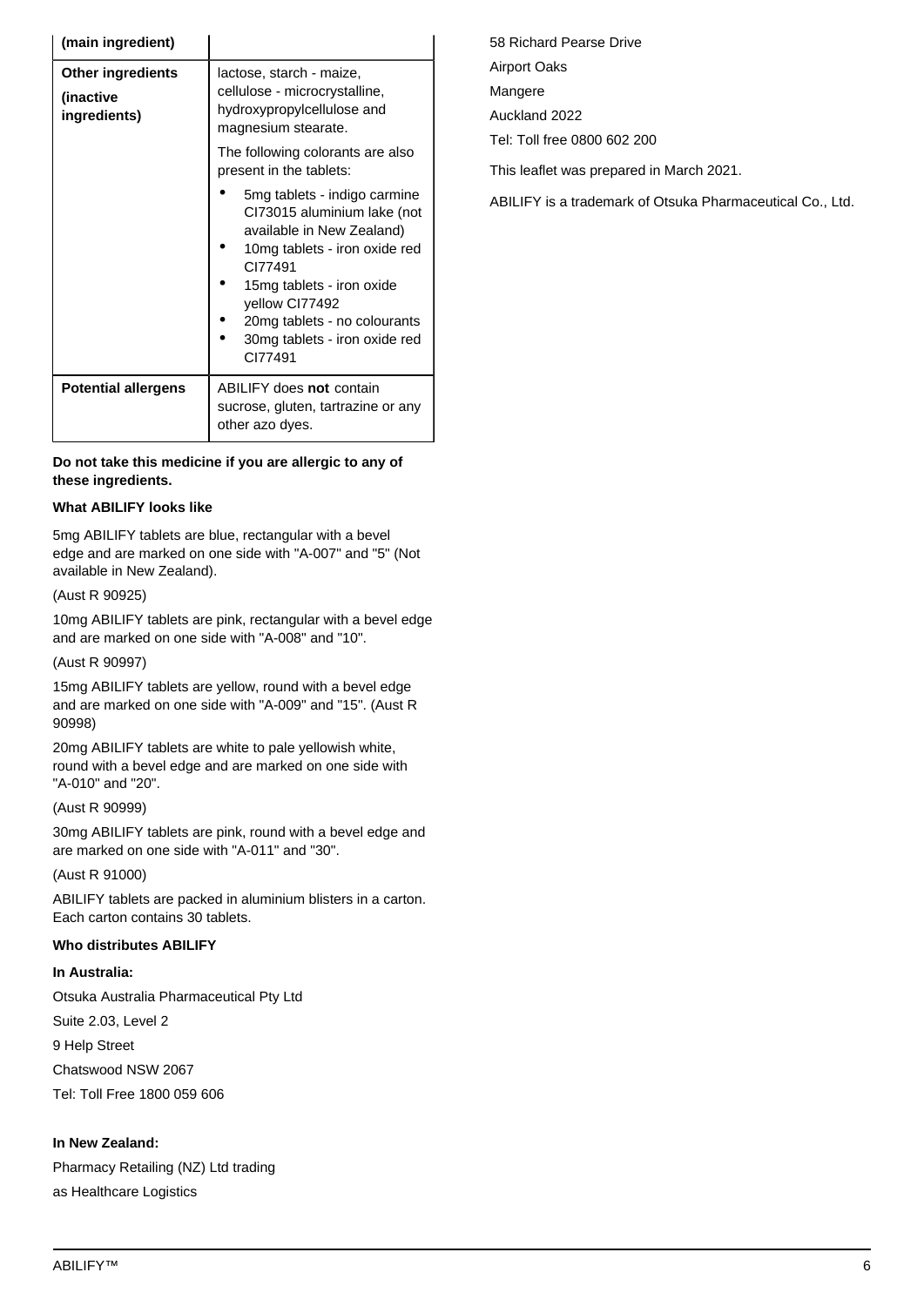| | |
|---|---|
| **(main ingredient)** | |
| **Other ingredients (inactive ingredients)** | lactose, starch - maize, cellulose - microcrystalline, hydroxypropylcellulose and magnesium stearate.<br>The following colorants are also present in the tablets:<br>• 5mg tablets - indigo carmine CI73015 aluminium lake (not available in New Zealand)<br>• 10mg tablets - iron oxide red CI77491<br>• 15mg tablets - iron oxide yellow CI77492<br>• 20mg tablets - no colourants<br>• 30mg tablets - iron oxide red CI77491 |
| **Potential allergens** | ABILIFY does **not** contain sucrose, gluten, tartrazine or any other azo dyes. |

**Do not take this medicine if you are allergic to any of these ingredients.**

**What ABILIFY looks like**

5mg ABILIFY tablets are blue, rectangular with a bevel edge and are marked on one side with "A-007" and "5" (Not available in New Zealand).

(Aust R 90925)

10mg ABILIFY tablets are pink, rectangular with a bevel edge and are marked on one side with "A-008" and "10".

(Aust R 90997)

15mg ABILIFY tablets are yellow, round with a bevel edge and are marked on one side with "A-009" and "15". (Aust R 90998)

20mg ABILIFY tablets are white to pale yellowish white, round with a bevel edge and are marked on one side with "A-010" and "20".

(Aust R 90999)

30mg ABILIFY tablets are pink, round with a bevel edge and are marked on one side with "A-011" and "30".

(Aust R 91000)

ABILIFY tablets are packed in aluminium blisters in a carton. Each carton contains 30 tablets.

**Who distributes ABILIFY**

**In Australia:**

Otsuka Australia Pharmaceutical Pty Ltd

Suite 2.03, Level 2

9 Help Street

Chatswood NSW 2067

Tel: Toll Free 1800 059 606

**In New Zealand:**

Pharmacy Retailing (NZ) Ltd trading

as Healthcare Logistics

58 Richard Pearse Drive

Airport Oaks

Mangere

Auckland 2022

Tel: Toll free 0800 602 200

This leaflet was prepared in March 2021.

ABILIFY is a trademark of Otsuka Pharmaceutical Co., Ltd.